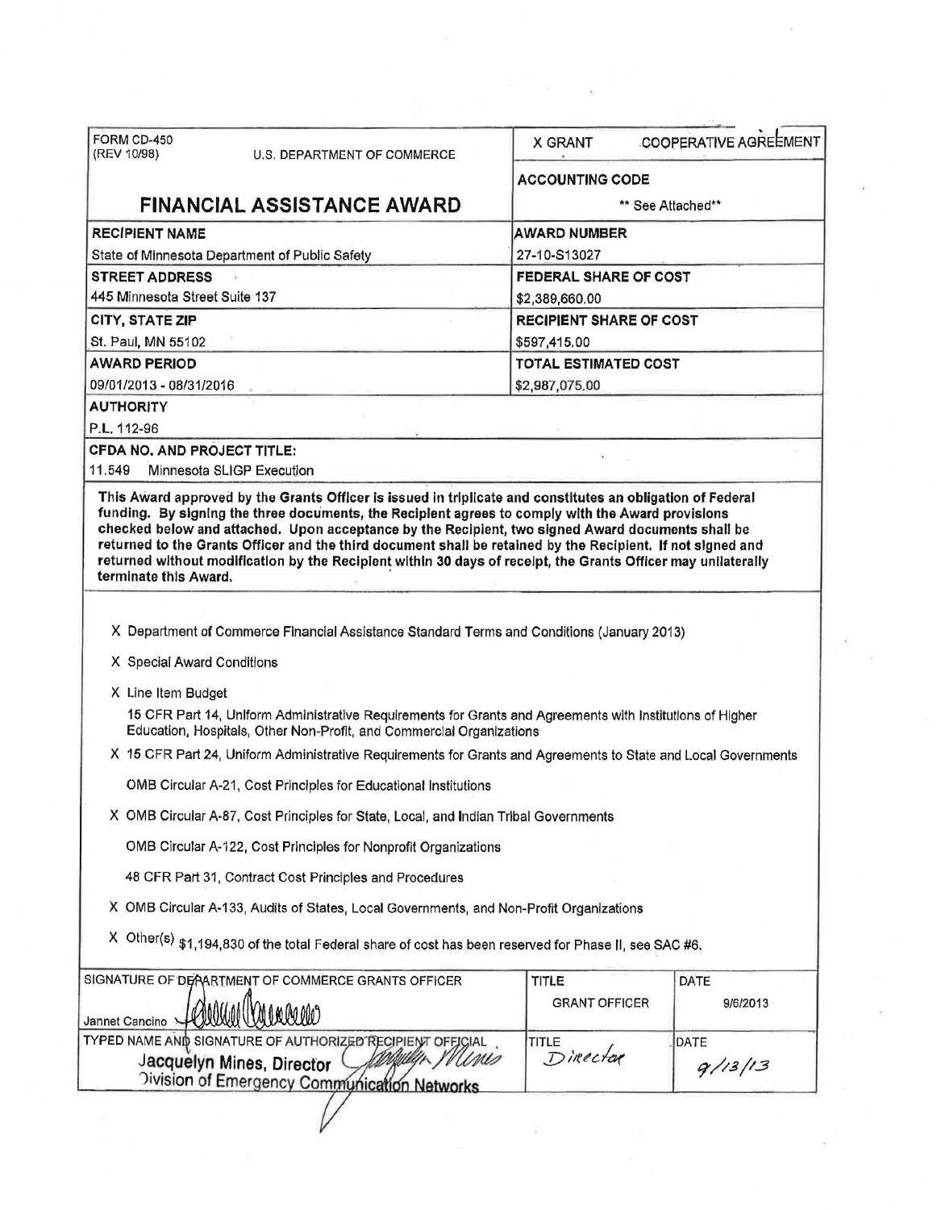| FORM CD-450 (REV 10/98) U.S. DEPARTMENT OF COMMERCE | X GRANT COOPERATIVE AGREEMENT |
|---|---|
| **FINANCIAL ASSISTANCE AWARD** | **ACCOUNTING CODE** ** See Attached** |
| **RECIPIENT NAME** State of Minnesota Department of Public Safety | **AWARD NUMBER** 27-10-S13027 |
| **STREET ADDRESS** 445 Minnesota Street Suite 137 | **FEDERAL SHARE OF COST** $2,389,660.00 |
| **CITY, STATE ZIP** St. Paul, MN 55102 | **RECIPIENT SHARE OF COST** $597,415.00 |
| **AWARD PERIOD** 09/01/2013 - 08/31/2016 | **TOTAL ESTIMATED COST** $2,987,075.00 |

**AUTHORITY**

P.L. 112-96

**CFDA NO. AND PROJECT TITLE:**

11.549 Minnesota SLIGP Execution

**This Award approved by the Grants Officer is issued in triplicate and constitutes an obligation of Federal funding. By signing the three documents, the Recipient agrees to comply with the Award provisions checked below and attached. Upon acceptance by the Recipient, two signed Award documents shall be returned to the Grants Officer and the third document shall be retained by the Recipient. If not signed and returned without modification by the Recipient within 30 days of receipt, the Grants Officer may unilaterally terminate this Award.**

X Department of Commerce Financial Assistance Standard Terms and Conditions (January 2013)

X Special Award Conditions

X Line Item Budget

15 CFR Part 14, Uniform Administrative Requirements for Grants and Agreements with Institutions of Higher Education, Hospitals, Other Non-Profit, and Commercial Organizations

X 15 CFR Part 24, Uniform Administrative Requirements for Grants and Agreements to State and Local Governments

OMB Circular A-21, Cost Principles for Educational Institutions

X OMB Circular A-87, Cost Principles for State, Local, and Indian Tribal Governments

OMB Circular A-122, Cost Principles for Nonprofit Organizations

48 CFR Part 31, Contract Cost Principles and Procedures

X OMB Circular A-133, Audits of States, Local Governments, and Non-Profit Organizations

X Other(s) $1,194,830 of the total Federal share of cost has been reserved for Phase II, see SAC #6.

| SIGNATURE OF DEPARTMENT OF COMMERCE GRANTS OFFICER | TITLE | DATE |
|---|---|---|
| Jannet Cancino | GRANT OFFICER | 9/6/2013 |
| **TYPED NAME AND SIGNATURE OF AUTHORIZED RECIPIENT OFFICIAL** Jacquelyn Mines, Director, Division of Emergency Communication Networks | **TITLE** Director | **DATE** 9/13/13 |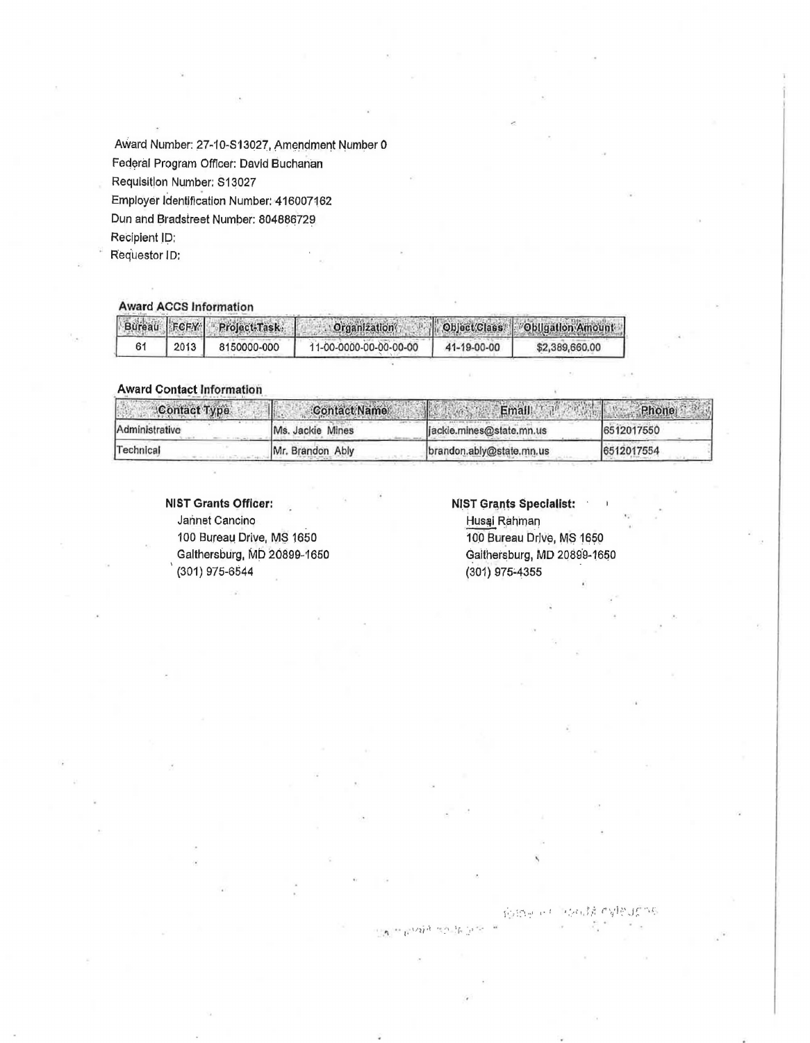Award Number: 27-10-S13027, Amendment Number 0
Federal Program Officer: David Buchanan
Requisition Number: S13027
Employer Identification Number: 416007162
Dun and Bradstreet Number: 804886729
Recipient ID:
Requestor ID:

**Award ACCS Information**

| Bureau | FCFY | Project-Task | Organization | Object Class | Obligation Amount |
|---|---|---|---|---|---|
| 61 | 2013 | 8150000-000 | 11-00-0000-00-00-00-00 | 41-19-00-00 | $2,389,660.00 |

**Award Contact Information**

| Contact Type | Contact Name | Email | Phone |
|---|---|---|---|
| Administrative | Ms. Jackie Mines | jackie.mines@state.mn.us | 6512017550 |
| Technical | Mr. Brandon Ably | brandon.ably@state.mn.us | 6512017554 |

**NIST Grants Officer:**
Jannet Cancino
100 Bureau Drive, MS 1650
Gaithersburg, MD 20899-1650
(301) 975-6544

**NIST Grants Specialist:**
Husai Rahman
100 Bureau Drive, MS 1650
Gaithersburg, MD 20899-1650
(301) 975-4355